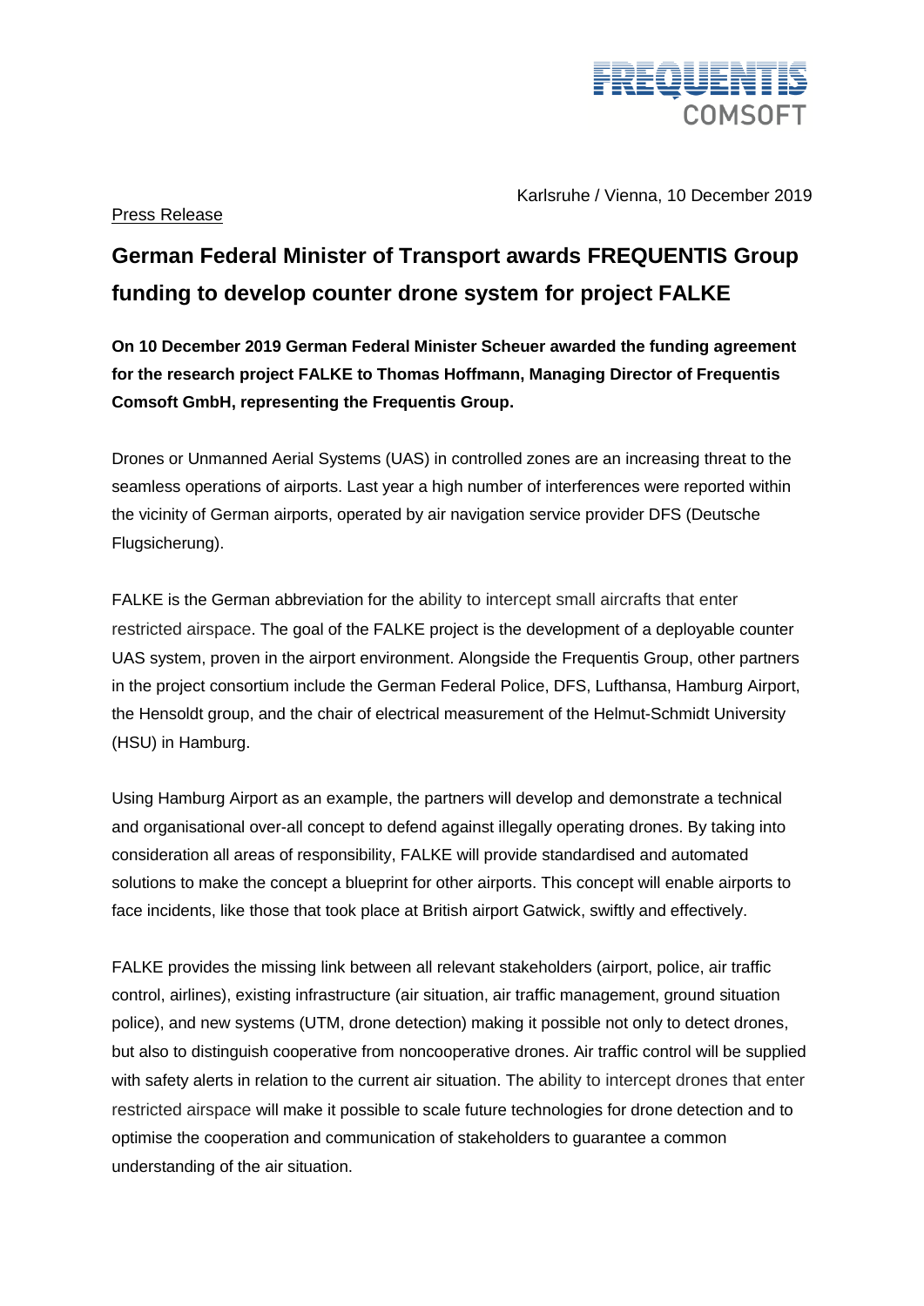Karlsruhe / Vienna, 10 December 2019

Press Release

# German Federal Minister of Transport awards FREQUENTIS Group funding to develop counter drone system for project FALKE

**On 10 December 2019 German Federal Minister Scheuer awarded the funding agreement for the research project FALKE to Thomas Hoffmann, Managing Director of Frequentis Comsoft GmbH, representing the Frequentis Group.**

Drones or Unmanned Aerial Systems (UAS) in controlled zones are an increasing threat to the seamless operations of airports. Last year a high number of interferences were reported within the vicinity of German airports, operated by air navigation service provider DFS (Deutsche Flugsicherung).

FALKE is the German abbreviation for the ability to intercept small aircrafts that enter restricted airspace. The goal of the FALKE project is the development of a deployable counter UAS system, proven in the airport environment. Alongside the Frequentis Group, other partners in the project consortium include the German Federal Police, DFS, Lufthansa, Hamburg Airport, the Hensoldt group, and the chair of electrical measurement of the Helmut-Schmidt University (HSU) in Hamburg.

Using Hamburg Airport as an example, the partners will develop and demonstrate a technical and organisational over-all concept to defend against illegally operating drones. By taking into consideration all areas of responsibility, FALKE will provide standardised and automated solutions to make the concept a blueprint for other airports. This concept will enable airports to face incidents, like those that took place at British airport Gatwick, swiftly and effectively.

FALKE provides the missing link between all relevant stakeholders (airport, police, air traffic control, airlines), existing infrastructure (air situation, air traffic management, ground situation police), and new systems (UTM, drone detection) making it possible not only to detect drones, but also to distinguish cooperative from noncooperative drones. Air traffic control will be supplied with safety alerts in relation to the current air situation. The ability to intercept drones that enter restricted airspace will make it possible to scale future technologies for drone detection and to optimise the cooperation and communication of stakeholders to guarantee a common understanding of the air situation.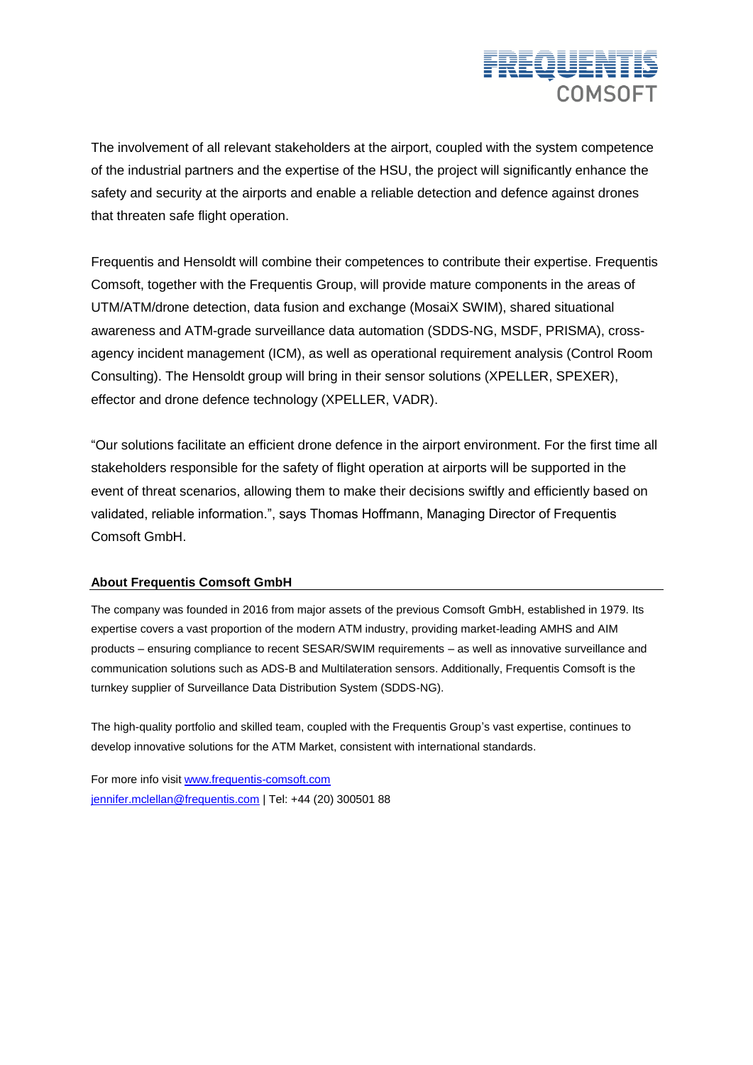The involvement of all relevant stakeholders at the airport, coupled with the system competence of the industrial partners and the expertise of the HSU, the project will significantly enhance the safety and security at the airports and enable a reliable detection and defence against drones that threaten safe flight operation.

Frequentis and Hensoldt will combine their competences to contribute their expertise. Frequentis Comsoft, together with the Frequentis Group, will provide mature components in the areas of UTM/ATM/drone detection, data fusion and exchange (MosaiX SWIM), shared situational awareness and ATM-grade surveillance data automation (SDDS-NG, MSDF, PRISMA), cross-agency incident management (ICM), as well as operational requirement analysis (Control Room Consulting). The Hensoldt group will bring in their sensor solutions (XPELLER, SPEXER), effector and drone defence technology (XPELLER, VADR).

"Our solutions facilitate an efficient drone defence in the airport environment. For the first time all stakeholders responsible for the safety of flight operation at airports will be supported in the event of threat scenarios, allowing them to make their decisions swiftly and efficiently based on validated, reliable information.", says Thomas Hoffmann, Managing Director of Frequentis Comsoft GmbH.

## About Frequentis Comsoft GmbH

The company was founded in 2016 from major assets of the previous Comsoft GmbH, established in 1979. Its expertise covers a vast proportion of the modern ATM industry, providing market-leading AMHS and AIM products – ensuring compliance to recent SESAR/SWIM requirements – as well as innovative surveillance and communication solutions such as ADS-B and Multilateration sensors. Additionally, Frequentis Comsoft is the turnkey supplier of Surveillance Data Distribution System (SDDS-NG).

The high-quality portfolio and skilled team, coupled with the Frequentis Group's vast expertise, continues to develop innovative solutions for the ATM Market, consistent with international standards.

For more info visit www.frequentis-comsoft.com
jennifer.mclellan@frequentis.com | Tel: +44 (20) 300501 88